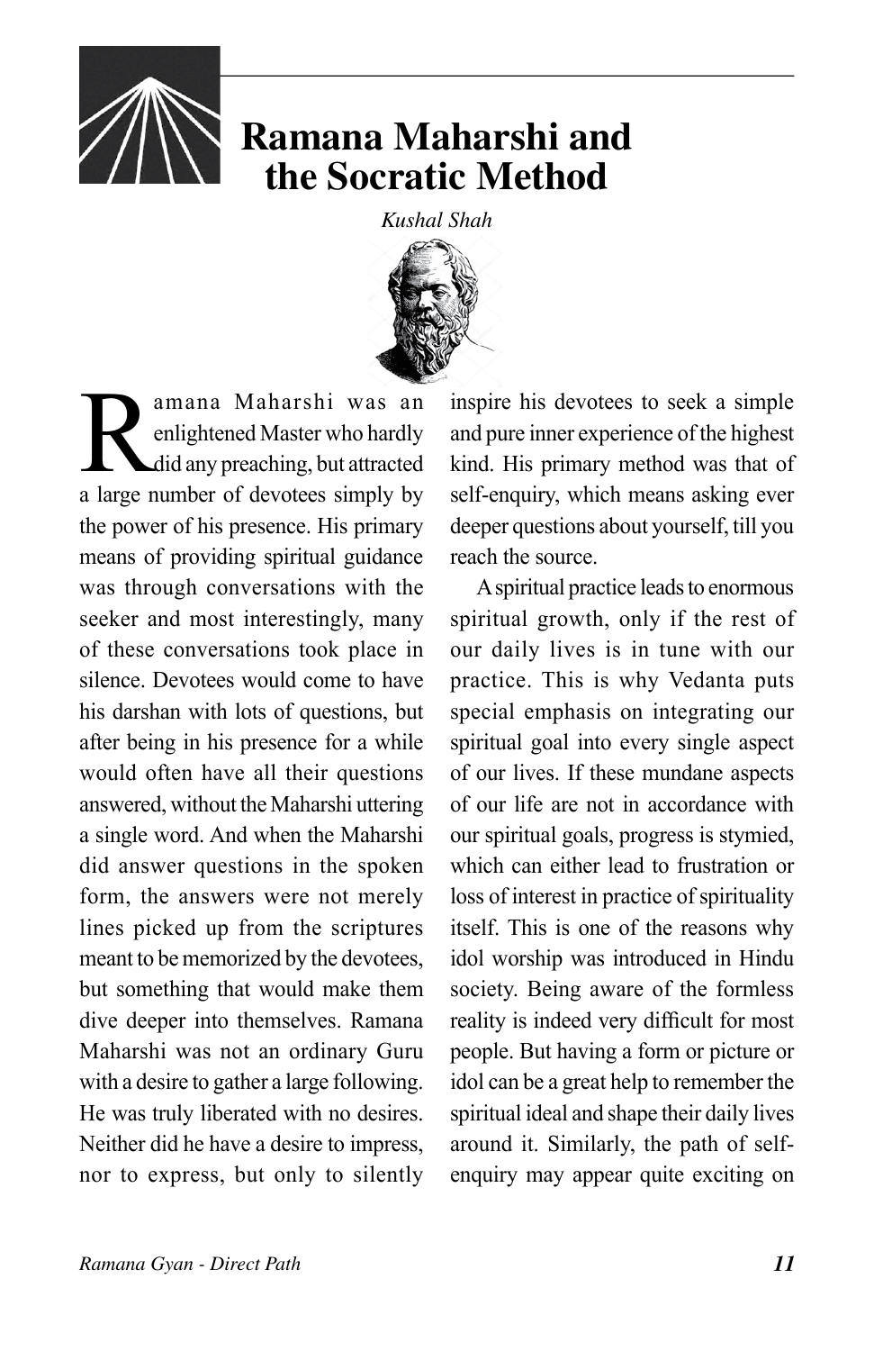# Ramana Maharshi and the Socratic Method

*Kushal Shah*

Ramana Maharshi was an enlightened Master who hardly did any preaching, but attracted a large number of devotees simply by the power of his presence. His primary means of providing spiritual guidance was through conversations with the seeker and most interestingly, many of these conversations took place in silence. Devotees would come to have his darshan with lots of questions, but after being in his presence for a while would often have all their questions answered, without the Maharshi uttering a single word. And when the Maharshi did answer questions in the spoken form, the answers were not merely lines picked up from the scriptures meant to be memorized by the devotees, but something that would make them dive deeper into themselves. Ramana Maharshi was not an ordinary Guru with a desire to gather a large following. He was truly liberated with no desires. Neither did he have a desire to impress, nor to express, but only to silently inspire his devotees to seek a simple and pure inner experience of the highest kind. His primary method was that of self-enquiry, which means asking ever deeper questions about yourself, till you reach the source.

A spiritual practice leads to enormous spiritual growth, only if the rest of our daily lives is in tune with our practice. This is why Vedanta puts special emphasis on integrating our spiritual goal into every single aspect of our lives. If these mundane aspects of our life are not in accordance with our spiritual goals, progress is stymied, which can either lead to frustration or loss of interest in practice of spirituality itself. This is one of the reasons why idol worship was introduced in Hindu society. Being aware of the formless reality is indeed very difficult for most people. But having a form or picture or idol can be a great help to remember the spiritual ideal and shape their daily lives around it. Similarly, the path of self-enquiry may appear quite exciting on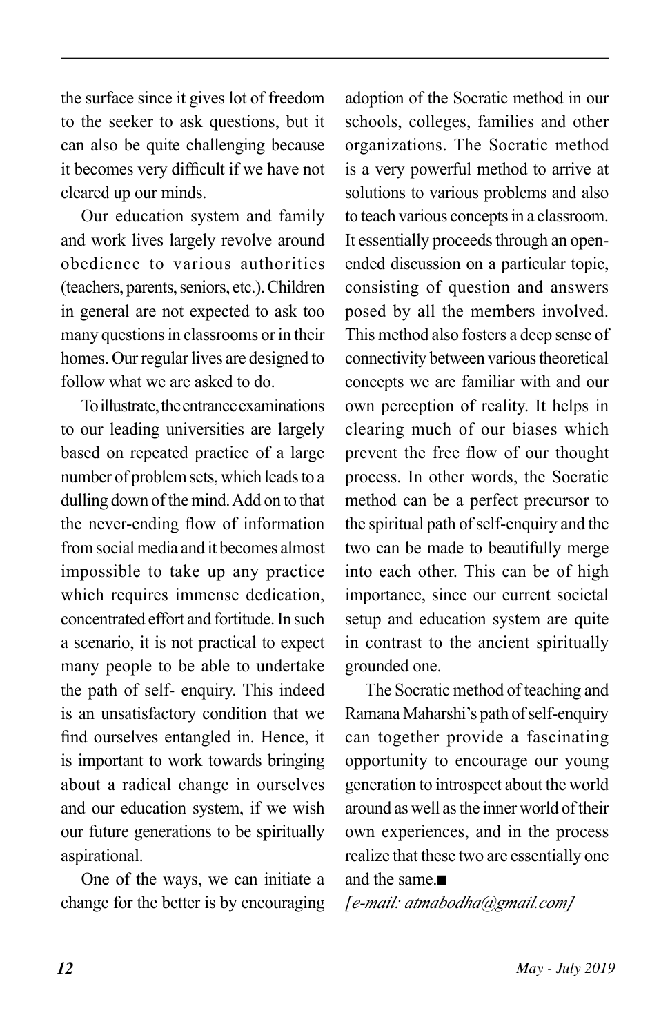the surface since it gives lot of freedom to the seeker to ask questions, but it can also be quite challenging because it becomes very difficult if we have not cleared up our minds.

Our education system and family and work lives largely revolve around obedience to various authorities (teachers, parents, seniors, etc.). Children in general are not expected to ask too many questions in classrooms or in their homes. Our regular lives are designed to follow what we are asked to do.

To illustrate, the entrance examinations to our leading universities are largely based on repeated practice of a large number of problem sets, which leads to a dulling down of the mind. Add on to that the never-ending flow of information from social media and it becomes almost impossible to take up any practice which requires immense dedication, concentrated effort and fortitude. In such a scenario, it is not practical to expect many people to be able to undertake the path of self- enquiry. This indeed is an unsatisfactory condition that we find ourselves entangled in. Hence, it is important to work towards bringing about a radical change in ourselves and our education system, if we wish our future generations to be spiritually aspirational.

One of the ways, we can initiate a change for the better is by encouraging adoption of the Socratic method in our schools, colleges, families and other organizations. The Socratic method is a very powerful method to arrive at solutions to various problems and also to teach various concepts in a classroom. It essentially proceeds through an open-ended discussion on a particular topic, consisting of question and answers posed by all the members involved. This method also fosters a deep sense of connectivity between various theoretical concepts we are familiar with and our own perception of reality. It helps in clearing much of our biases which prevent the free flow of our thought process. In other words, the Socratic method can be a perfect precursor to the spiritual path of self-enquiry and the two can be made to beautifully merge into each other. This can be of high importance, since our current societal setup and education system are quite in contrast to the ancient spiritually grounded one.

The Socratic method of teaching and Ramana Maharshi's path of self-enquiry can together provide a fascinating opportunity to encourage our young generation to introspect about the world around as well as the inner world of their own experiences, and in the process realize that these two are essentially one and the same.■

*[e-mail: atmabodha@gmail.com]*